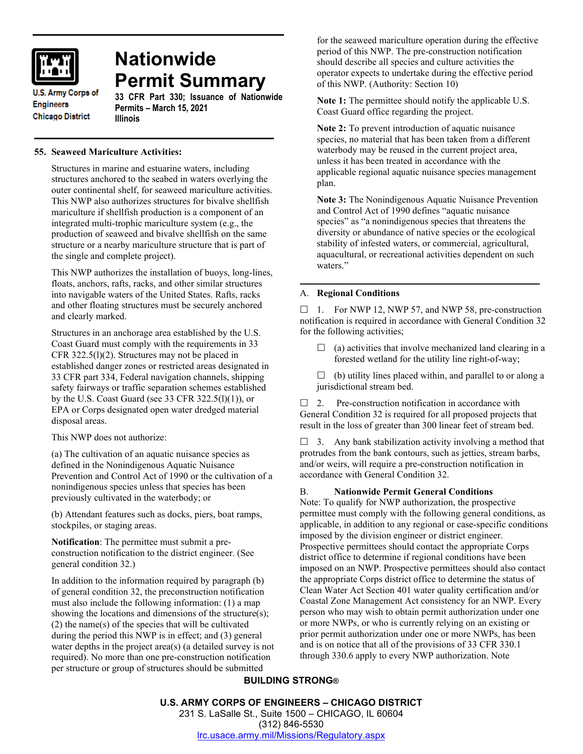# Nationwide Permit Summary

U.S. Army Corps of Engineers
Chicago District

**33 CFR Part 330; Issuance of Nationwide Permits – March 15, 2021**
**Illinois**

**55. Seaweed Mariculture Activities:**

Structures in marine and estuarine waters, including structures anchored to the seabed in waters overlying the outer continental shelf, for seaweed mariculture activities. This NWP also authorizes structures for bivalve shellfish mariculture if shellfish production is a component of an integrated multi-trophic mariculture system (e.g., the production of seaweed and bivalve shellfish on the same structure or a nearby mariculture structure that is part of the single and complete project).

This NWP authorizes the installation of buoys, long-lines, floats, anchors, rafts, racks, and other similar structures into navigable waters of the United States. Rafts, racks and other floating structures must be securely anchored and clearly marked.

Structures in an anchorage area established by the U.S. Coast Guard must comply with the requirements in 33 CFR 322.5(l)(2). Structures may not be placed in established danger zones or restricted areas designated in 33 CFR part 334, Federal navigation channels, shipping safety fairways or traffic separation schemes established by the U.S. Coast Guard (see 33 CFR 322.5(l)(1)), or EPA or Corps designated open water dredged material disposal areas.

This NWP does not authorize:

(a) The cultivation of an aquatic nuisance species as defined in the Nonindigenous Aquatic Nuisance Prevention and Control Act of 1990 or the cultivation of a nonindigenous species unless that species has been previously cultivated in the waterbody; or

(b) Attendant features such as docks, piers, boat ramps, stockpiles, or staging areas.

**Notification**: The permittee must submit a pre-construction notification to the district engineer. (See general condition 32.)

In addition to the information required by paragraph (b) of general condition 32, the preconstruction notification must also include the following information: (1) a map showing the locations and dimensions of the structure(s); (2) the name(s) of the species that will be cultivated during the period this NWP is in effect; and (3) general water depths in the project area(s) (a detailed survey is not required). No more than one pre-construction notification per structure or group of structures should be submitted for the seaweed mariculture operation during the effective period of this NWP. The pre-construction notification should describe all species and culture activities the operator expects to undertake during the effective period of this NWP. (Authority: Section 10)

**Note 1:** The permittee should notify the applicable U.S. Coast Guard office regarding the project.

**Note 2:** To prevent introduction of aquatic nuisance species, no material that has been taken from a different waterbody may be reused in the current project area, unless it has been treated in accordance with the applicable regional aquatic nuisance species management plan.

**Note 3:** The Nonindigenous Aquatic Nuisance Prevention and Control Act of 1990 defines "aquatic nuisance species" as "a nonindigenous species that threatens the diversity or abundance of native species or the ecological stability of infested waters, or commercial, agricultural, aquacultural, or recreational activities dependent on such waters."

## A. Regional Conditions

☐ 1. For NWP 12, NWP 57, and NWP 58, pre-construction notification is required in accordance with General Condition 32 for the following activities;

☐ (a) activities that involve mechanized land clearing in a forested wetland for the utility line right-of-way;

☐ (b) utility lines placed within, and parallel to or along a jurisdictional stream bed.

☐ 2. Pre-construction notification in accordance with General Condition 32 is required for all proposed projects that result in the loss of greater than 300 linear feet of stream bed.

☐ 3. Any bank stabilization activity involving a method that protrudes from the bank contours, such as jetties, stream barbs, and/or weirs, will require a pre-construction notification in accordance with General Condition 32.

## B. Nationwide Permit General Conditions

Note: To qualify for NWP authorization, the prospective permittee must comply with the following general conditions, as applicable, in addition to any regional or case-specific conditions imposed by the division engineer or district engineer. Prospective permittees should contact the appropriate Corps district office to determine if regional conditions have been imposed on an NWP. Prospective permittees should also contact the appropriate Corps district office to determine the status of Clean Water Act Section 401 water quality certification and/or Coastal Zone Management Act consistency for an NWP. Every person who may wish to obtain permit authorization under one or more NWPs, or who is currently relying on an existing or prior permit authorization under one or more NWPs, has been and is on notice that all of the provisions of 33 CFR 330.1 through 330.6 apply to every NWP authorization. Note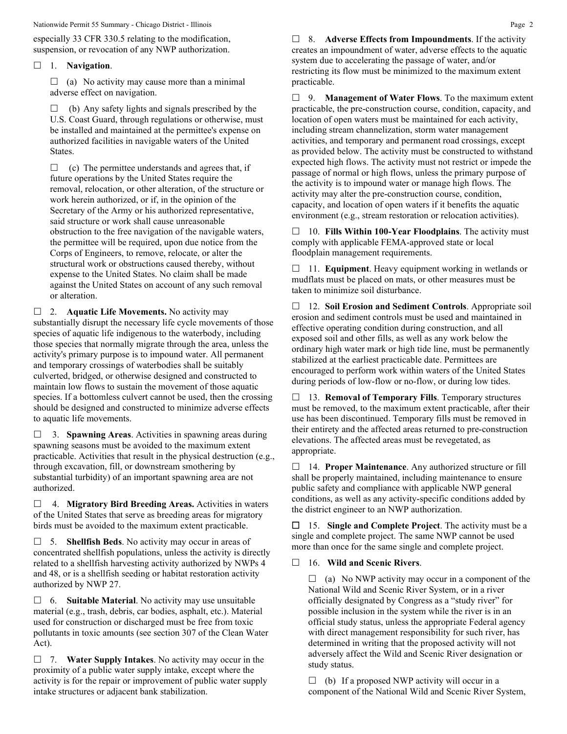especially 33 CFR 330.5 relating to the modification, suspension, or revocation of any NWP authorization.

☐ 1. **Navigation**.

☐ (a) No activity may cause more than a minimal adverse effect on navigation.

☐ (b) Any safety lights and signals prescribed by the U.S. Coast Guard, through regulations or otherwise, must be installed and maintained at the permittee's expense on authorized facilities in navigable waters of the United States.

☐ (c) The permittee understands and agrees that, if future operations by the United States require the removal, relocation, or other alteration, of the structure or work herein authorized, or if, in the opinion of the Secretary of the Army or his authorized representative, said structure or work shall cause unreasonable obstruction to the free navigation of the navigable waters, the permittee will be required, upon due notice from the Corps of Engineers, to remove, relocate, or alter the structural work or obstructions caused thereby, without expense to the United States. No claim shall be made against the United States on account of any such removal or alteration.

☐ 2. **Aquatic Life Movements.** No activity may substantially disrupt the necessary life cycle movements of those species of aquatic life indigenous to the waterbody, including those species that normally migrate through the area, unless the activity's primary purpose is to impound water. All permanent and temporary crossings of waterbodies shall be suitably culverted, bridged, or otherwise designed and constructed to maintain low flows to sustain the movement of those aquatic species. If a bottomless culvert cannot be used, then the crossing should be designed and constructed to minimize adverse effects to aquatic life movements.

☐ 3. **Spawning Areas**. Activities in spawning areas during spawning seasons must be avoided to the maximum extent practicable. Activities that result in the physical destruction (e.g., through excavation, fill, or downstream smothering by substantial turbidity) of an important spawning area are not authorized.

☐ 4. **Migratory Bird Breeding Areas.** Activities in waters of the United States that serve as breeding areas for migratory birds must be avoided to the maximum extent practicable.

☐ 5. **Shellfish Beds**. No activity may occur in areas of concentrated shellfish populations, unless the activity is directly related to a shellfish harvesting activity authorized by NWPs 4 and 48, or is a shellfish seeding or habitat restoration activity authorized by NWP 27.

☐ 6. **Suitable Material**. No activity may use unsuitable material (e.g., trash, debris, car bodies, asphalt, etc.). Material used for construction or discharged must be free from toxic pollutants in toxic amounts (see section 307 of the Clean Water Act).

☐ 7. **Water Supply Intakes**. No activity may occur in the proximity of a public water supply intake, except where the activity is for the repair or improvement of public water supply intake structures or adjacent bank stabilization.

☐ 8. **Adverse Effects from Impoundments**. If the activity creates an impoundment of water, adverse effects to the aquatic system due to accelerating the passage of water, and/or restricting its flow must be minimized to the maximum extent practicable.

☐ 9. **Management of Water Flows**. To the maximum extent practicable, the pre-construction course, condition, capacity, and location of open waters must be maintained for each activity, including stream channelization, storm water management activities, and temporary and permanent road crossings, except as provided below. The activity must be constructed to withstand expected high flows. The activity must not restrict or impede the passage of normal or high flows, unless the primary purpose of the activity is to impound water or manage high flows. The activity may alter the pre-construction course, condition, capacity, and location of open waters if it benefits the aquatic environment (e.g., stream restoration or relocation activities).

☐ 10. **Fills Within 100-Year Floodplains**. The activity must comply with applicable FEMA-approved state or local floodplain management requirements.

☐ 11. **Equipment**. Heavy equipment working in wetlands or mudflats must be placed on mats, or other measures must be taken to minimize soil disturbance.

☐ 12. **Soil Erosion and Sediment Controls**. Appropriate soil erosion and sediment controls must be used and maintained in effective operating condition during construction, and all exposed soil and other fills, as well as any work below the ordinary high water mark or high tide line, must be permanently stabilized at the earliest practicable date. Permittees are encouraged to perform work within waters of the United States during periods of low-flow or no-flow, or during low tides.

☐ 13. **Removal of Temporary Fills**. Temporary structures must be removed, to the maximum extent practicable, after their use has been discontinued. Temporary fills must be removed in their entirety and the affected areas returned to pre-construction elevations. The affected areas must be revegetated, as appropriate.

☐ 14. **Proper Maintenance**. Any authorized structure or fill shall be properly maintained, including maintenance to ensure public safety and compliance with applicable NWP general conditions, as well as any activity-specific conditions added by the district engineer to an NWP authorization.

☐ 15. **Single and Complete Project**. The activity must be a single and complete project. The same NWP cannot be used more than once for the same single and complete project.

☐ 16. **Wild and Scenic Rivers**.

☐ (a) No NWP activity may occur in a component of the National Wild and Scenic River System, or in a river officially designated by Congress as a "study river" for possible inclusion in the system while the river is in an official study status, unless the appropriate Federal agency with direct management responsibility for such river, has determined in writing that the proposed activity will not adversely affect the Wild and Scenic River designation or study status.

☐ (b) If a proposed NWP activity will occur in a component of the National Wild and Scenic River System,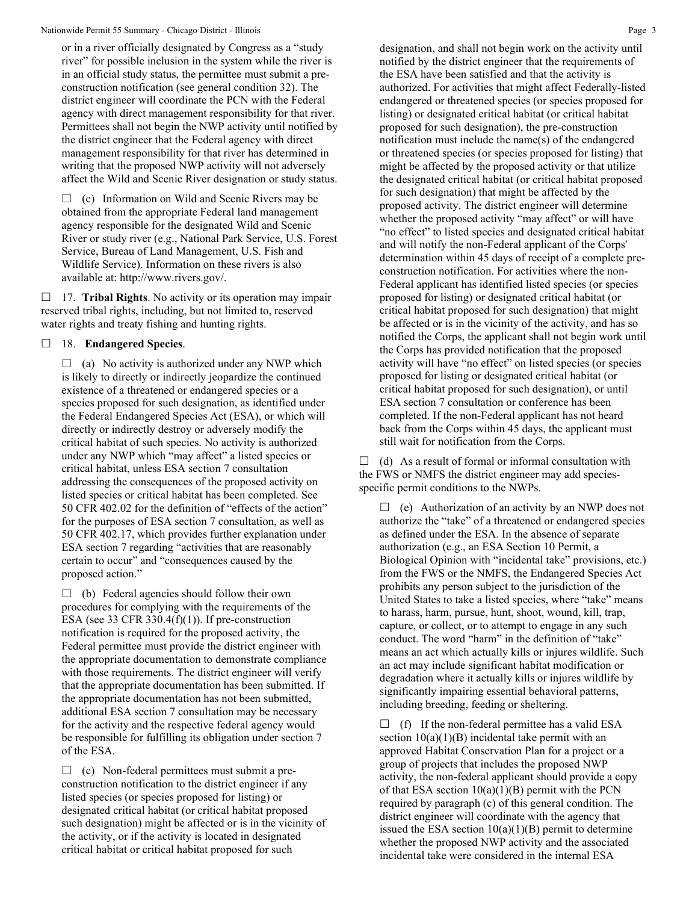or in a river officially designated by Congress as a "study river" for possible inclusion in the system while the river is in an official study status, the permittee must submit a pre-construction notification (see general condition 32). The district engineer will coordinate the PCN with the Federal agency with direct management responsibility for that river. Permittees shall not begin the NWP activity until notified by the district engineer that the Federal agency with direct management responsibility for that river has determined in writing that the proposed NWP activity will not adversely affect the Wild and Scenic River designation or study status.

☐ (c) Information on Wild and Scenic Rivers may be obtained from the appropriate Federal land management agency responsible for the designated Wild and Scenic River or study river (e.g., National Park Service, U.S. Forest Service, Bureau of Land Management, U.S. Fish and Wildlife Service). Information on these rivers is also available at: http://www.rivers.gov/.

☐ 17. **Tribal Rights**. No activity or its operation may impair reserved tribal rights, including, but not limited to, reserved water rights and treaty fishing and hunting rights.

☐ 18. **Endangered Species**.

☐ (a) No activity is authorized under any NWP which is likely to directly or indirectly jeopardize the continued existence of a threatened or endangered species or a species proposed for such designation, as identified under the Federal Endangered Species Act (ESA), or which will directly or indirectly destroy or adversely modify the critical habitat of such species. No activity is authorized under any NWP which "may affect" a listed species or critical habitat, unless ESA section 7 consultation addressing the consequences of the proposed activity on listed species or critical habitat has been completed. See 50 CFR 402.02 for the definition of "effects of the action" for the purposes of ESA section 7 consultation, as well as 50 CFR 402.17, which provides further explanation under ESA section 7 regarding "activities that are reasonably certain to occur" and "consequences caused by the proposed action."

☐ (b) Federal agencies should follow their own procedures for complying with the requirements of the ESA (see 33 CFR 330.4(f)(1)). If pre-construction notification is required for the proposed activity, the Federal permittee must provide the district engineer with the appropriate documentation to demonstrate compliance with those requirements. The district engineer will verify that the appropriate documentation has been submitted. If the appropriate documentation has not been submitted, additional ESA section 7 consultation may be necessary for the activity and the respective federal agency would be responsible for fulfilling its obligation under section 7 of the ESA.

☐ (c) Non-federal permittees must submit a pre-construction notification to the district engineer if any listed species (or species proposed for listing) or designated critical habitat (or critical habitat proposed such designation) might be affected or is in the vicinity of the activity, or if the activity is located in designated critical habitat or critical habitat proposed for such designation, and shall not begin work on the activity until notified by the district engineer that the requirements of the ESA have been satisfied and that the activity is authorized. For activities that might affect Federally-listed endangered or threatened species (or species proposed for listing) or designated critical habitat (or critical habitat proposed for such designation), the pre-construction notification must include the name(s) of the endangered or threatened species (or species proposed for listing) that might be affected by the proposed activity or that utilize the designated critical habitat (or critical habitat proposed for such designation) that might be affected by the proposed activity. The district engineer will determine whether the proposed activity "may affect" or will have "no effect" to listed species and designated critical habitat and will notify the non-Federal applicant of the Corps' determination within 45 days of receipt of a complete pre-construction notification. For activities where the non-Federal applicant has identified listed species (or species proposed for listing) or designated critical habitat (or critical habitat proposed for such designation) that might be affected or is in the vicinity of the activity, and has so notified the Corps, the applicant shall not begin work until the Corps has provided notification that the proposed activity will have "no effect" on listed species (or species proposed for listing or designated critical habitat (or critical habitat proposed for such designation), or until ESA section 7 consultation or conference has been completed. If the non-Federal applicant has not heard back from the Corps within 45 days, the applicant must still wait for notification from the Corps.

☐ (d) As a result of formal or informal consultation with the FWS or NMFS the district engineer may add species-specific permit conditions to the NWPs.

☐ (e) Authorization of an activity by an NWP does not authorize the "take" of a threatened or endangered species as defined under the ESA. In the absence of separate authorization (e.g., an ESA Section 10 Permit, a Biological Opinion with "incidental take" provisions, etc.) from the FWS or the NMFS, the Endangered Species Act prohibits any person subject to the jurisdiction of the United States to take a listed species, where "take" means to harass, harm, pursue, hunt, shoot, wound, kill, trap, capture, or collect, or to attempt to engage in any such conduct. The word "harm" in the definition of "take" means an act which actually kills or injures wildlife. Such an act may include significant habitat modification or degradation where it actually kills or injures wildlife by significantly impairing essential behavioral patterns, including breeding, feeding or sheltering.

☐ (f) If the non-federal permittee has a valid ESA section 10(a)(1)(B) incidental take permit with an approved Habitat Conservation Plan for a project or a group of projects that includes the proposed NWP activity, the non-federal applicant should provide a copy of that ESA section 10(a)(1)(B) permit with the PCN required by paragraph (c) of this general condition. The district engineer will coordinate with the agency that issued the ESA section 10(a)(1)(B) permit to determine whether the proposed NWP activity and the associated incidental take were considered in the internal ESA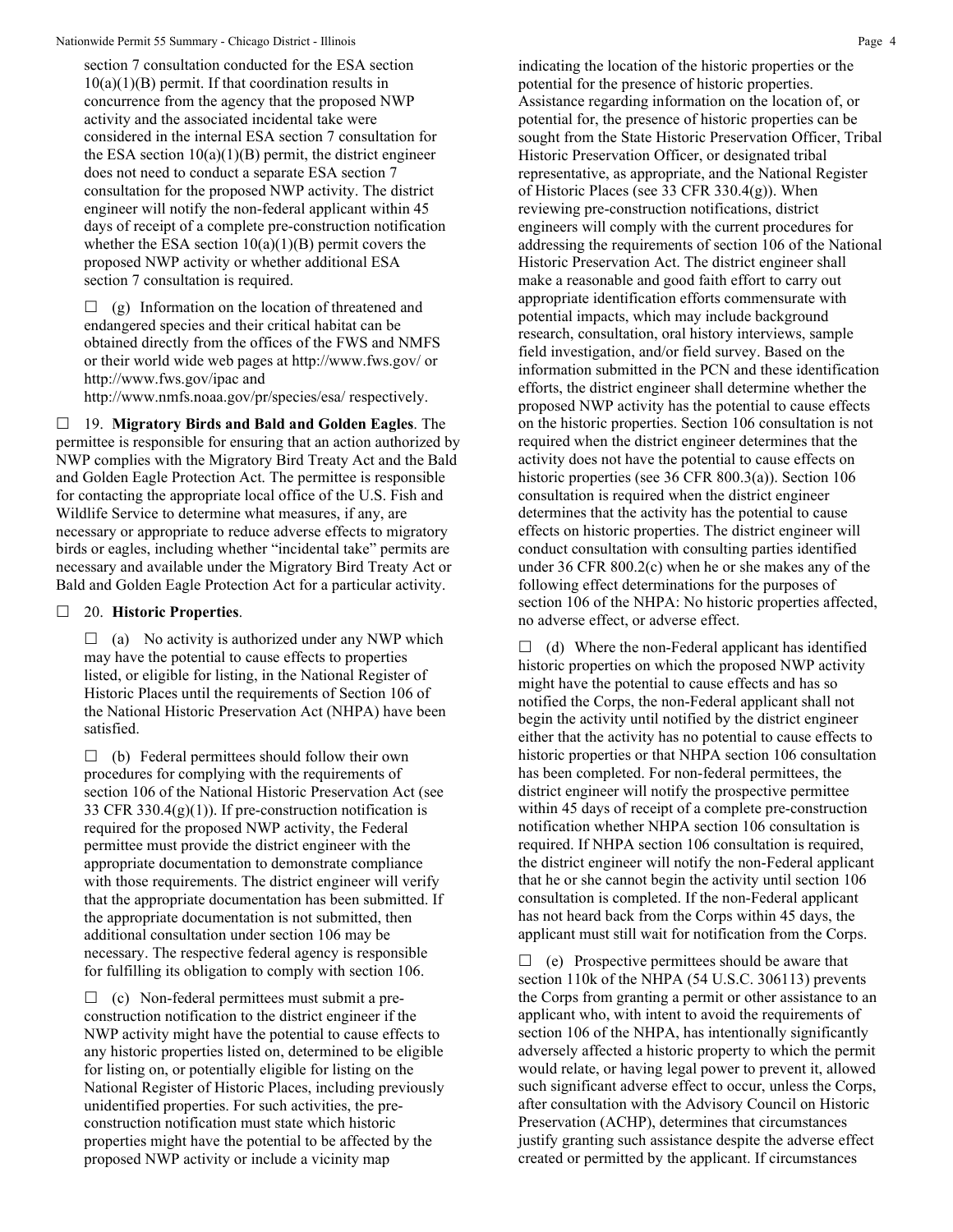section 7 consultation conducted for the ESA section 10(a)(1)(B) permit. If that coordination results in concurrence from the agency that the proposed NWP activity and the associated incidental take were considered in the internal ESA section 7 consultation for the ESA section 10(a)(1)(B) permit, the district engineer does not need to conduct a separate ESA section 7 consultation for the proposed NWP activity. The district engineer will notify the non-federal applicant within 45 days of receipt of a complete pre-construction notification whether the ESA section 10(a)(1)(B) permit covers the proposed NWP activity or whether additional ESA section 7 consultation is required.

☐ (g) Information on the location of threatened and endangered species and their critical habitat can be obtained directly from the offices of the FWS and NMFS or their world wide web pages at http://www.fws.gov/ or http://www.fws.gov/ipac and http://www.nmfs.noaa.gov/pr/species/esa/ respectively.

☐ 19. **Migratory Birds and Bald and Golden Eagles**. The permittee is responsible for ensuring that an action authorized by NWP complies with the Migratory Bird Treaty Act and the Bald and Golden Eagle Protection Act. The permittee is responsible for contacting the appropriate local office of the U.S. Fish and Wildlife Service to determine what measures, if any, are necessary or appropriate to reduce adverse effects to migratory birds or eagles, including whether "incidental take" permits are necessary and available under the Migratory Bird Treaty Act or Bald and Golden Eagle Protection Act for a particular activity.

☐ 20. **Historic Properties**.

☐ (a) No activity is authorized under any NWP which may have the potential to cause effects to properties listed, or eligible for listing, in the National Register of Historic Places until the requirements of Section 106 of the National Historic Preservation Act (NHPA) have been satisfied.

☐ (b) Federal permittees should follow their own procedures for complying with the requirements of section 106 of the National Historic Preservation Act (see 33 CFR 330.4(g)(1)). If pre-construction notification is required for the proposed NWP activity, the Federal permittee must provide the district engineer with the appropriate documentation to demonstrate compliance with those requirements. The district engineer will verify that the appropriate documentation has been submitted. If the appropriate documentation is not submitted, then additional consultation under section 106 may be necessary. The respective federal agency is responsible for fulfilling its obligation to comply with section 106.

☐ (c) Non-federal permittees must submit a pre-construction notification to the district engineer if the NWP activity might have the potential to cause effects to any historic properties listed on, determined to be eligible for listing on, or potentially eligible for listing on the National Register of Historic Places, including previously unidentified properties. For such activities, the pre-construction notification must state which historic properties might have the potential to be affected by the proposed NWP activity or include a vicinity map indicating the location of the historic properties or the potential for the presence of historic properties. Assistance regarding information on the location of, or potential for, the presence of historic properties can be sought from the State Historic Preservation Officer, Tribal Historic Preservation Officer, or designated tribal representative, as appropriate, and the National Register of Historic Places (see 33 CFR 330.4(g)). When reviewing pre-construction notifications, district engineers will comply with the current procedures for addressing the requirements of section 106 of the National Historic Preservation Act. The district engineer shall make a reasonable and good faith effort to carry out appropriate identification efforts commensurate with potential impacts, which may include background research, consultation, oral history interviews, sample field investigation, and/or field survey. Based on the information submitted in the PCN and these identification efforts, the district engineer shall determine whether the proposed NWP activity has the potential to cause effects on the historic properties. Section 106 consultation is not required when the district engineer determines that the activity does not have the potential to cause effects on historic properties (see 36 CFR 800.3(a)). Section 106 consultation is required when the district engineer determines that the activity has the potential to cause effects on historic properties. The district engineer will conduct consultation with consulting parties identified under 36 CFR 800.2(c) when he or she makes any of the following effect determinations for the purposes of section 106 of the NHPA: No historic properties affected, no adverse effect, or adverse effect.

☐ (d) Where the non-Federal applicant has identified historic properties on which the proposed NWP activity might have the potential to cause effects and has so notified the Corps, the non-Federal applicant shall not begin the activity until notified by the district engineer either that the activity has no potential to cause effects to historic properties or that NHPA section 106 consultation has been completed. For non-federal permittees, the district engineer will notify the prospective permittee within 45 days of receipt of a complete pre-construction notification whether NHPA section 106 consultation is required. If NHPA section 106 consultation is required, the district engineer will notify the non-Federal applicant that he or she cannot begin the activity until section 106 consultation is completed. If the non-Federal applicant has not heard back from the Corps within 45 days, the applicant must still wait for notification from the Corps.

☐ (e) Prospective permittees should be aware that section 110k of the NHPA (54 U.S.C. 306113) prevents the Corps from granting a permit or other assistance to an applicant who, with intent to avoid the requirements of section 106 of the NHPA, has intentionally significantly adversely affected a historic property to which the permit would relate, or having legal power to prevent it, allowed such significant adverse effect to occur, unless the Corps, after consultation with the Advisory Council on Historic Preservation (ACHP), determines that circumstances justify granting such assistance despite the adverse effect created or permitted by the applicant. If circumstances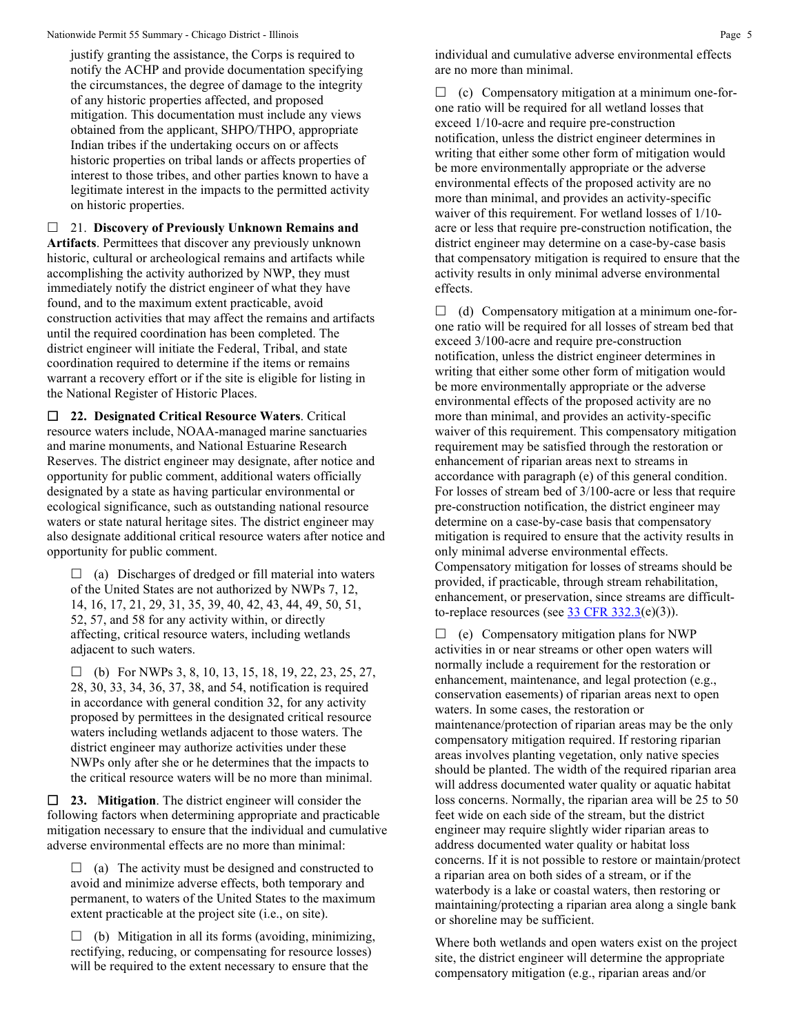justify granting the assistance, the Corps is required to notify the ACHP and provide documentation specifying the circumstances, the degree of damage to the integrity of any historic properties affected, and proposed mitigation. This documentation must include any views obtained from the applicant, SHPO/THPO, appropriate Indian tribes if the undertaking occurs on or affects historic properties on tribal lands or affects properties of interest to those tribes, and other parties known to have a legitimate interest in the impacts to the permitted activity on historic properties.

☐ 21. **Discovery of Previously Unknown Remains and Artifacts**. Permittees that discover any previously unknown historic, cultural or archeological remains and artifacts while accomplishing the activity authorized by NWP, they must immediately notify the district engineer of what they have found, and to the maximum extent practicable, avoid construction activities that may affect the remains and artifacts until the required coordination has been completed. The district engineer will initiate the Federal, Tribal, and state coordination required to determine if the items or remains warrant a recovery effort or if the site is eligible for listing in the National Register of Historic Places.

☐ **22. Designated Critical Resource Waters**. Critical resource waters include, NOAA-managed marine sanctuaries and marine monuments, and National Estuarine Research Reserves. The district engineer may designate, after notice and opportunity for public comment, additional waters officially designated by a state as having particular environmental or ecological significance, such as outstanding national resource waters or state natural heritage sites. The district engineer may also designate additional critical resource waters after notice and opportunity for public comment.

☐ (a) Discharges of dredged or fill material into waters of the United States are not authorized by NWPs 7, 12, 14, 16, 17, 21, 29, 31, 35, 39, 40, 42, 43, 44, 49, 50, 51, 52, 57, and 58 for any activity within, or directly affecting, critical resource waters, including wetlands adjacent to such waters.

☐ (b) For NWPs 3, 8, 10, 13, 15, 18, 19, 22, 23, 25, 27, 28, 30, 33, 34, 36, 37, 38, and 54, notification is required in accordance with general condition 32, for any activity proposed by permittees in the designated critical resource waters including wetlands adjacent to those waters. The district engineer may authorize activities under these NWPs only after she or he determines that the impacts to the critical resource waters will be no more than minimal.

☐ **23. Mitigation**. The district engineer will consider the following factors when determining appropriate and practicable mitigation necessary to ensure that the individual and cumulative adverse environmental effects are no more than minimal:

☐ (a) The activity must be designed and constructed to avoid and minimize adverse effects, both temporary and permanent, to waters of the United States to the maximum extent practicable at the project site (i.e., on site).

☐ (b) Mitigation in all its forms (avoiding, minimizing, rectifying, reducing, or compensating for resource losses) will be required to the extent necessary to ensure that the individual and cumulative adverse environmental effects are no more than minimal.

☐ (c) Compensatory mitigation at a minimum one-for-one ratio will be required for all wetland losses that exceed 1/10-acre and require pre-construction notification, unless the district engineer determines in writing that either some other form of mitigation would be more environmentally appropriate or the adverse environmental effects of the proposed activity are no more than minimal, and provides an activity-specific waiver of this requirement. For wetland losses of 1/10-acre or less that require pre-construction notification, the district engineer may determine on a case-by-case basis that compensatory mitigation is required to ensure that the activity results in only minimal adverse environmental effects.

☐ (d) Compensatory mitigation at a minimum one-for-one ratio will be required for all losses of stream bed that exceed 3/100-acre and require pre-construction notification, unless the district engineer determines in writing that either some other form of mitigation would be more environmentally appropriate or the adverse environmental effects of the proposed activity are no more than minimal, and provides an activity-specific waiver of this requirement. This compensatory mitigation requirement may be satisfied through the restoration or enhancement of riparian areas next to streams in accordance with paragraph (e) of this general condition. For losses of stream bed of 3/100-acre or less that require pre-construction notification, the district engineer may determine on a case-by-case basis that compensatory mitigation is required to ensure that the activity results in only minimal adverse environmental effects. Compensatory mitigation for losses of streams should be provided, if practicable, through stream rehabilitation, enhancement, or preservation, since streams are difficult-to-replace resources (see 33 CFR 332.3(e)(3)).

☐ (e) Compensatory mitigation plans for NWP activities in or near streams or other open waters will normally include a requirement for the restoration or enhancement, maintenance, and legal protection (e.g., conservation easements) of riparian areas next to open waters. In some cases, the restoration or maintenance/protection of riparian areas may be the only compensatory mitigation required. If restoring riparian areas involves planting vegetation, only native species should be planted. The width of the required riparian area will address documented water quality or aquatic habitat loss concerns. Normally, the riparian area will be 25 to 50 feet wide on each side of the stream, but the district engineer may require slightly wider riparian areas to address documented water quality or habitat loss concerns. If it is not possible to restore or maintain/protect a riparian area on both sides of a stream, or if the waterbody is a lake or coastal waters, then restoring or maintaining/protecting a riparian area along a single bank or shoreline may be sufficient.

Where both wetlands and open waters exist on the project site, the district engineer will determine the appropriate compensatory mitigation (e.g., riparian areas and/or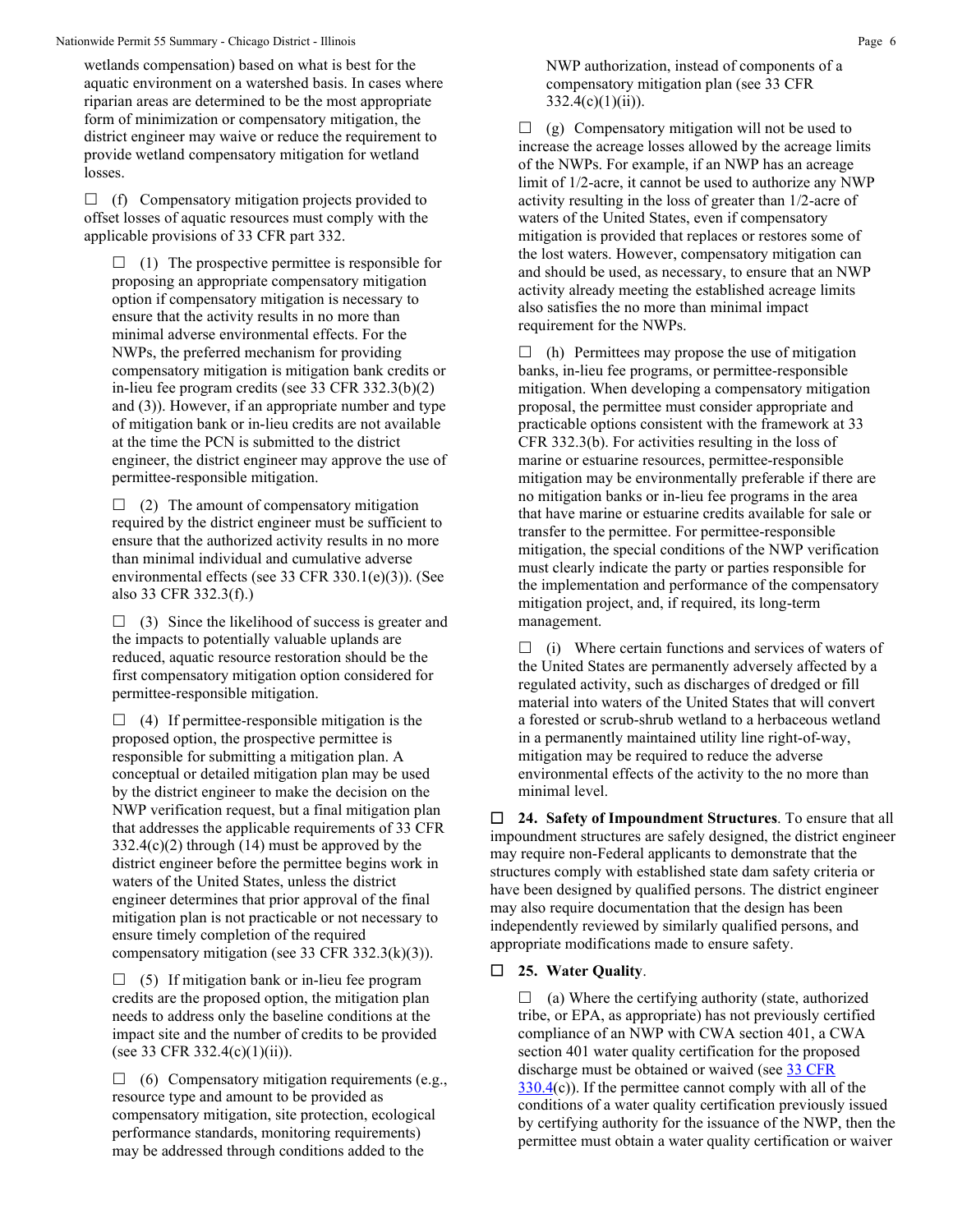wetlands compensation) based on what is best for the aquatic environment on a watershed basis. In cases where riparian areas are determined to be the most appropriate form of minimization or compensatory mitigation, the district engineer may waive or reduce the requirement to provide wetland compensatory mitigation for wetland losses.

☐ (f) Compensatory mitigation projects provided to offset losses of aquatic resources must comply with the applicable provisions of 33 CFR part 332.

☐ (1) The prospective permittee is responsible for proposing an appropriate compensatory mitigation option if compensatory mitigation is necessary to ensure that the activity results in no more than minimal adverse environmental effects. For the NWPs, the preferred mechanism for providing compensatory mitigation is mitigation bank credits or in-lieu fee program credits (see 33 CFR 332.3(b)(2) and (3)). However, if an appropriate number and type of mitigation bank or in-lieu credits are not available at the time the PCN is submitted to the district engineer, the district engineer may approve the use of permittee-responsible mitigation.

☐ (2) The amount of compensatory mitigation required by the district engineer must be sufficient to ensure that the authorized activity results in no more than minimal individual and cumulative adverse environmental effects (see 33 CFR 330.1(e)(3)). (See also 33 CFR 332.3(f).)

☐ (3) Since the likelihood of success is greater and the impacts to potentially valuable uplands are reduced, aquatic resource restoration should be the first compensatory mitigation option considered for permittee-responsible mitigation.

☐ (4) If permittee-responsible mitigation is the proposed option, the prospective permittee is responsible for submitting a mitigation plan. A conceptual or detailed mitigation plan may be used by the district engineer to make the decision on the NWP verification request, but a final mitigation plan that addresses the applicable requirements of 33 CFR 332.4(c)(2) through (14) must be approved by the district engineer before the permittee begins work in waters of the United States, unless the district engineer determines that prior approval of the final mitigation plan is not practicable or not necessary to ensure timely completion of the required compensatory mitigation (see 33 CFR 332.3(k)(3)).

☐ (5) If mitigation bank or in-lieu fee program credits are the proposed option, the mitigation plan needs to address only the baseline conditions at the impact site and the number of credits to be provided (see 33 CFR 332.4(c)(1)(ii)).

☐ (6) Compensatory mitigation requirements (e.g., resource type and amount to be provided as compensatory mitigation, site protection, ecological performance standards, monitoring requirements) may be addressed through conditions added to the NWP authorization, instead of components of a compensatory mitigation plan (see 33 CFR 332.4(c)(1)(ii)).

☐ (g) Compensatory mitigation will not be used to increase the acreage losses allowed by the acreage limits of the NWPs. For example, if an NWP has an acreage limit of 1/2-acre, it cannot be used to authorize any NWP activity resulting in the loss of greater than 1/2-acre of waters of the United States, even if compensatory mitigation is provided that replaces or restores some of the lost waters. However, compensatory mitigation can and should be used, as necessary, to ensure that an NWP activity already meeting the established acreage limits also satisfies the no more than minimal impact requirement for the NWPs.

☐ (h) Permittees may propose the use of mitigation banks, in-lieu fee programs, or permittee-responsible mitigation. When developing a compensatory mitigation proposal, the permittee must consider appropriate and practicable options consistent with the framework at 33 CFR 332.3(b). For activities resulting in the loss of marine or estuarine resources, permittee-responsible mitigation may be environmentally preferable if there are no mitigation banks or in-lieu fee programs in the area that have marine or estuarine credits available for sale or transfer to the permittee. For permittee-responsible mitigation, the special conditions of the NWP verification must clearly indicate the party or parties responsible for the implementation and performance of the compensatory mitigation project, and, if required, its long-term management.

☐ (i) Where certain functions and services of waters of the United States are permanently adversely affected by a regulated activity, such as discharges of dredged or fill material into waters of the United States that will convert a forested or scrub-shrub wetland to a herbaceous wetland in a permanently maintained utility line right-of-way, mitigation may be required to reduce the adverse environmental effects of the activity to the no more than minimal level.

☐ **24. Safety of Impoundment Structures**. To ensure that all impoundment structures are safely designed, the district engineer may require non-Federal applicants to demonstrate that the structures comply with established state dam safety criteria or have been designed by qualified persons. The district engineer may also require documentation that the design has been independently reviewed by similarly qualified persons, and appropriate modifications made to ensure safety.

☐ **25. Water Quality**.

☐ (a) Where the certifying authority (state, authorized tribe, or EPA, as appropriate) has not previously certified compliance of an NWP with CWA section 401, a CWA section 401 water quality certification for the proposed discharge must be obtained or waived (see 33 CFR 330.4(c)). If the permittee cannot comply with all of the conditions of a water quality certification previously issued by certifying authority for the issuance of the NWP, then the permittee must obtain a water quality certification or waiver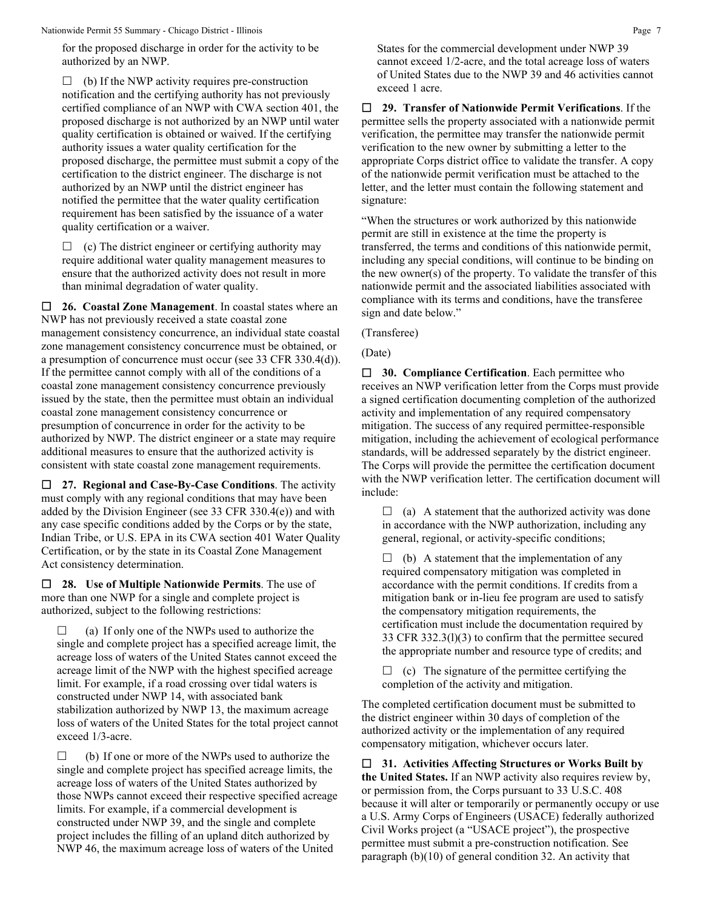for the proposed discharge in order for the activity to be authorized by an NWP.

☐ (b) If the NWP activity requires pre-construction notification and the certifying authority has not previously certified compliance of an NWP with CWA section 401, the proposed discharge is not authorized by an NWP until water quality certification is obtained or waived. If the certifying authority issues a water quality certification for the proposed discharge, the permittee must submit a copy of the certification to the district engineer. The discharge is not authorized by an NWP until the district engineer has notified the permittee that the water quality certification requirement has been satisfied by the issuance of a water quality certification or a waiver.

☐ (c) The district engineer or certifying authority may require additional water quality management measures to ensure that the authorized activity does not result in more than minimal degradation of water quality.

☐ **26. Coastal Zone Management**. In coastal states where an NWP has not previously received a state coastal zone management consistency concurrence, an individual state coastal zone management consistency concurrence must be obtained, or a presumption of concurrence must occur (see 33 CFR 330.4(d)). If the permittee cannot comply with all of the conditions of a coastal zone management consistency concurrence previously issued by the state, then the permittee must obtain an individual coastal zone management consistency concurrence or presumption of concurrence in order for the activity to be authorized by NWP. The district engineer or a state may require additional measures to ensure that the authorized activity is consistent with state coastal zone management requirements.

☐ **27. Regional and Case-By-Case Conditions**. The activity must comply with any regional conditions that may have been added by the Division Engineer (see 33 CFR 330.4(e)) and with any case specific conditions added by the Corps or by the state, Indian Tribe, or U.S. EPA in its CWA section 401 Water Quality Certification, or by the state in its Coastal Zone Management Act consistency determination.

☐ **28. Use of Multiple Nationwide Permits**. The use of more than one NWP for a single and complete project is authorized, subject to the following restrictions:

☐ (a) If only one of the NWPs used to authorize the single and complete project has a specified acreage limit, the acreage loss of waters of the United States cannot exceed the acreage limit of the NWP with the highest specified acreage limit. For example, if a road crossing over tidal waters is constructed under NWP 14, with associated bank stabilization authorized by NWP 13, the maximum acreage loss of waters of the United States for the total project cannot exceed 1/3-acre.

☐ (b) If one or more of the NWPs used to authorize the single and complete project has specified acreage limits, the acreage loss of waters of the United States authorized by those NWPs cannot exceed their respective specified acreage limits. For example, if a commercial development is constructed under NWP 39, and the single and complete project includes the filling of an upland ditch authorized by NWP 46, the maximum acreage loss of waters of the United States for the commercial development under NWP 39 cannot exceed 1/2-acre, and the total acreage loss of waters of United States due to the NWP 39 and 46 activities cannot exceed 1 acre.

☐ **29. Transfer of Nationwide Permit Verifications**. If the permittee sells the property associated with a nationwide permit verification, the permittee may transfer the nationwide permit verification to the new owner by submitting a letter to the appropriate Corps district office to validate the transfer. A copy of the nationwide permit verification must be attached to the letter, and the letter must contain the following statement and signature:

"When the structures or work authorized by this nationwide permit are still in existence at the time the property is transferred, the terms and conditions of this nationwide permit, including any special conditions, will continue to be binding on the new owner(s) of the property. To validate the transfer of this nationwide permit and the associated liabilities associated with compliance with its terms and conditions, have the transferee sign and date below."

(Transferee)

(Date)

☐ **30. Compliance Certification**. Each permittee who receives an NWP verification letter from the Corps must provide a signed certification documenting completion of the authorized activity and implementation of any required compensatory mitigation. The success of any required permittee-responsible mitigation, including the achievement of ecological performance standards, will be addressed separately by the district engineer. The Corps will provide the permittee the certification document with the NWP verification letter. The certification document will include:

☐ (a) A statement that the authorized activity was done in accordance with the NWP authorization, including any general, regional, or activity-specific conditions;

☐ (b) A statement that the implementation of any required compensatory mitigation was completed in accordance with the permit conditions. If credits from a mitigation bank or in-lieu fee program are used to satisfy the compensatory mitigation requirements, the certification must include the documentation required by 33 CFR 332.3(l)(3) to confirm that the permittee secured the appropriate number and resource type of credits; and

☐ (c) The signature of the permittee certifying the completion of the activity and mitigation.

The completed certification document must be submitted to the district engineer within 30 days of completion of the authorized activity or the implementation of any required compensatory mitigation, whichever occurs later.

☐ **31. Activities Affecting Structures or Works Built by the United States.** If an NWP activity also requires review by, or permission from, the Corps pursuant to 33 U.S.C. 408 because it will alter or temporarily or permanently occupy or use a U.S. Army Corps of Engineers (USACE) federally authorized Civil Works project (a "USACE project"), the prospective permittee must submit a pre-construction notification. See paragraph (b)(10) of general condition 32. An activity that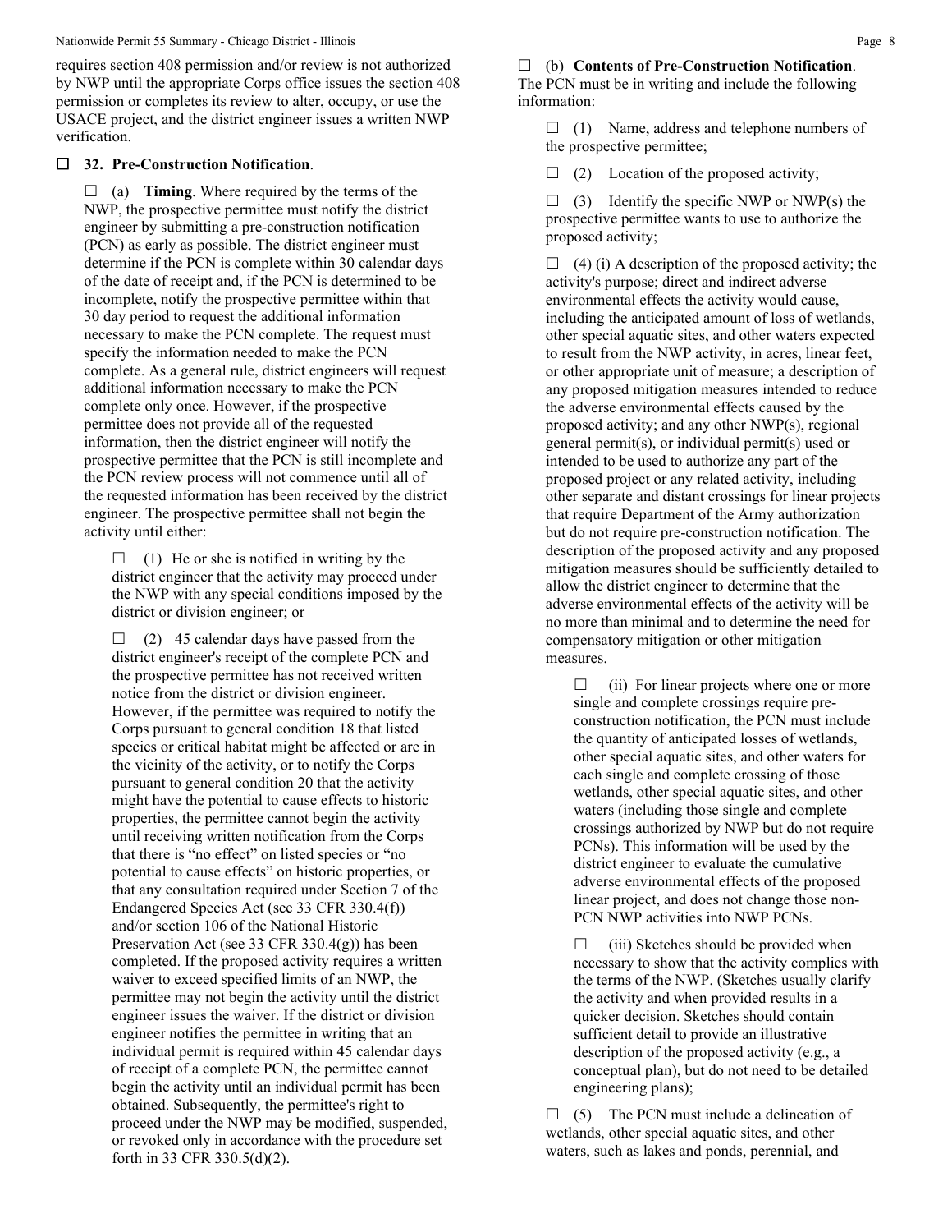requires section 408 permission and/or review is not authorized by NWP until the appropriate Corps office issues the section 408 permission or completes its review to alter, occupy, or use the USACE project, and the district engineer issues a written NWP verification.

☐ **32. Pre-Construction Notification**.

☐ (a) **Timing**. Where required by the terms of the NWP, the prospective permittee must notify the district engineer by submitting a pre-construction notification (PCN) as early as possible. The district engineer must determine if the PCN is complete within 30 calendar days of the date of receipt and, if the PCN is determined to be incomplete, notify the prospective permittee within that 30 day period to request the additional information necessary to make the PCN complete. The request must specify the information needed to make the PCN complete. As a general rule, district engineers will request additional information necessary to make the PCN complete only once. However, if the prospective permittee does not provide all of the requested information, then the district engineer will notify the prospective permittee that the PCN is still incomplete and the PCN review process will not commence until all of the requested information has been received by the district engineer. The prospective permittee shall not begin the activity until either:

☐ (1) He or she is notified in writing by the district engineer that the activity may proceed under the NWP with any special conditions imposed by the district or division engineer; or

☐ (2) 45 calendar days have passed from the district engineer's receipt of the complete PCN and the prospective permittee has not received written notice from the district or division engineer. However, if the permittee was required to notify the Corps pursuant to general condition 18 that listed species or critical habitat might be affected or are in the vicinity of the activity, or to notify the Corps pursuant to general condition 20 that the activity might have the potential to cause effects to historic properties, the permittee cannot begin the activity until receiving written notification from the Corps that there is "no effect" on listed species or "no potential to cause effects" on historic properties, or that any consultation required under Section 7 of the Endangered Species Act (see 33 CFR 330.4(f)) and/or section 106 of the National Historic Preservation Act (see 33 CFR 330.4(g)) has been completed. If the proposed activity requires a written waiver to exceed specified limits of an NWP, the permittee may not begin the activity until the district engineer issues the waiver. If the district or division engineer notifies the permittee in writing that an individual permit is required within 45 calendar days of receipt of a complete PCN, the permittee cannot begin the activity until an individual permit has been obtained. Subsequently, the permittee's right to proceed under the NWP may be modified, suspended, or revoked only in accordance with the procedure set forth in 33 CFR 330.5(d)(2).

☐ (b) **Contents of Pre-Construction Notification**. The PCN must be in writing and include the following information:

☐ (1) Name, address and telephone numbers of the prospective permittee;

☐ (2) Location of the proposed activity;

☐ (3) Identify the specific NWP or NWP(s) the prospective permittee wants to use to authorize the proposed activity;

☐ (4) (i) A description of the proposed activity; the activity's purpose; direct and indirect adverse environmental effects the activity would cause, including the anticipated amount of loss of wetlands, other special aquatic sites, and other waters expected to result from the NWP activity, in acres, linear feet, or other appropriate unit of measure; a description of any proposed mitigation measures intended to reduce the adverse environmental effects caused by the proposed activity; and any other NWP(s), regional general permit(s), or individual permit(s) used or intended to be used to authorize any part of the proposed project or any related activity, including other separate and distant crossings for linear projects that require Department of the Army authorization but do not require pre-construction notification. The description of the proposed activity and any proposed mitigation measures should be sufficiently detailed to allow the district engineer to determine that the adverse environmental effects of the activity will be no more than minimal and to determine the need for compensatory mitigation or other mitigation measures.

☐ (ii) For linear projects where one or more single and complete crossings require pre-construction notification, the PCN must include the quantity of anticipated losses of wetlands, other special aquatic sites, and other waters for each single and complete crossing of those wetlands, other special aquatic sites, and other waters (including those single and complete crossings authorized by NWP but do not require PCNs). This information will be used by the district engineer to evaluate the cumulative adverse environmental effects of the proposed linear project, and does not change those non-PCN NWP activities into NWP PCNs.

☐ (iii) Sketches should be provided when necessary to show that the activity complies with the terms of the NWP. (Sketches usually clarify the activity and when provided results in a quicker decision. Sketches should contain sufficient detail to provide an illustrative description of the proposed activity (e.g., a conceptual plan), but do not need to be detailed engineering plans);

☐ (5) The PCN must include a delineation of wetlands, other special aquatic sites, and other waters, such as lakes and ponds, perennial, and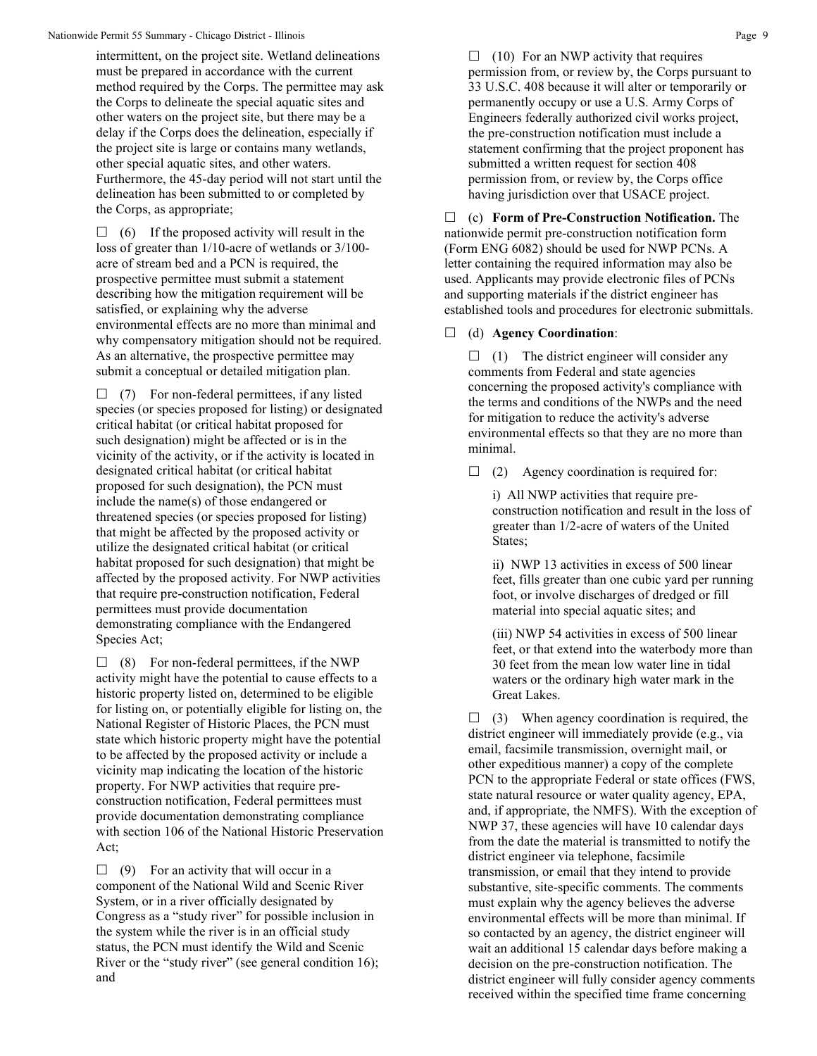intermittent, on the project site. Wetland delineations must be prepared in accordance with the current method required by the Corps. The permittee may ask the Corps to delineate the special aquatic sites and other waters on the project site, but there may be a delay if the Corps does the delineation, especially if the project site is large or contains many wetlands, other special aquatic sites, and other waters. Furthermore, the 45-day period will not start until the delineation has been submitted to or completed by the Corps, as appropriate;

☐ (6) If the proposed activity will result in the loss of greater than 1/10-acre of wetlands or 3/100-acre of stream bed and a PCN is required, the prospective permittee must submit a statement describing how the mitigation requirement will be satisfied, or explaining why the adverse environmental effects are no more than minimal and why compensatory mitigation should not be required. As an alternative, the prospective permittee may submit a conceptual or detailed mitigation plan.

☐ (7) For non-federal permittees, if any listed species (or species proposed for listing) or designated critical habitat (or critical habitat proposed for such designation) might be affected or is in the vicinity of the activity, or if the activity is located in designated critical habitat (or critical habitat proposed for such designation), the PCN must include the name(s) of those endangered or threatened species (or species proposed for listing) that might be affected by the proposed activity or utilize the designated critical habitat (or critical habitat proposed for such designation) that might be affected by the proposed activity. For NWP activities that require pre-construction notification, Federal permittees must provide documentation demonstrating compliance with the Endangered Species Act;

☐ (8) For non-federal permittees, if the NWP activity might have the potential to cause effects to a historic property listed on, determined to be eligible for listing on, or potentially eligible for listing on, the National Register of Historic Places, the PCN must state which historic property might have the potential to be affected by the proposed activity or include a vicinity map indicating the location of the historic property. For NWP activities that require pre-construction notification, Federal permittees must provide documentation demonstrating compliance with section 106 of the National Historic Preservation Act;

☐ (9) For an activity that will occur in a component of the National Wild and Scenic River System, or in a river officially designated by Congress as a "study river" for possible inclusion in the system while the river is in an official study status, the PCN must identify the Wild and Scenic River or the "study river" (see general condition 16); and

☐ (10) For an NWP activity that requires permission from, or review by, the Corps pursuant to 33 U.S.C. 408 because it will alter or temporarily or permanently occupy or use a U.S. Army Corps of Engineers federally authorized civil works project, the pre-construction notification must include a statement confirming that the project proponent has submitted a written request for section 408 permission from, or review by, the Corps office having jurisdiction over that USACE project.

☐ (c) **Form of Pre-Construction Notification.** The nationwide permit pre-construction notification form (Form ENG 6082) should be used for NWP PCNs. A letter containing the required information may also be used. Applicants may provide electronic files of PCNs and supporting materials if the district engineer has established tools and procedures for electronic submittals.

☐ (d) **Agency Coordination**:

☐ (1) The district engineer will consider any comments from Federal and state agencies concerning the proposed activity's compliance with the terms and conditions of the NWPs and the need for mitigation to reduce the activity's adverse environmental effects so that they are no more than minimal.

☐ (2) Agency coordination is required for:

i) All NWP activities that require pre-construction notification and result in the loss of greater than 1/2-acre of waters of the United States;

ii) NWP 13 activities in excess of 500 linear feet, fills greater than one cubic yard per running foot, or involve discharges of dredged or fill material into special aquatic sites; and

(iii) NWP 54 activities in excess of 500 linear feet, or that extend into the waterbody more than 30 feet from the mean low water line in tidal waters or the ordinary high water mark in the Great Lakes.

☐ (3) When agency coordination is required, the district engineer will immediately provide (e.g., via email, facsimile transmission, overnight mail, or other expeditious manner) a copy of the complete PCN to the appropriate Federal or state offices (FWS, state natural resource or water quality agency, EPA, and, if appropriate, the NMFS). With the exception of NWP 37, these agencies will have 10 calendar days from the date the material is transmitted to notify the district engineer via telephone, facsimile transmission, or email that they intend to provide substantive, site-specific comments. The comments must explain why the agency believes the adverse environmental effects will be more than minimal. If so contacted by an agency, the district engineer will wait an additional 15 calendar days before making a decision on the pre-construction notification. The district engineer will fully consider agency comments received within the specified time frame concerning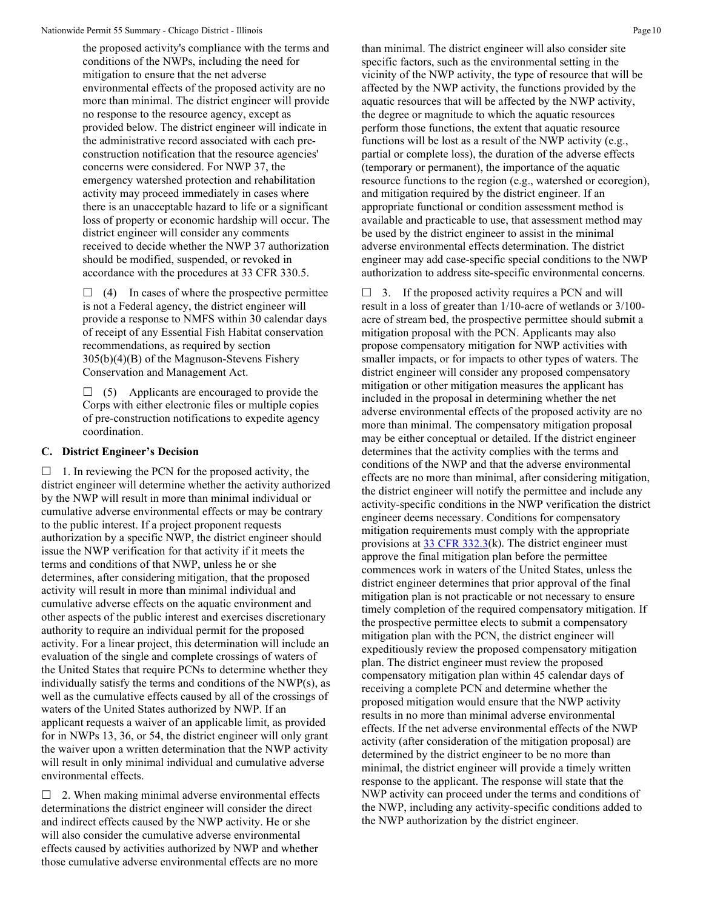the proposed activity's compliance with the terms and conditions of the NWPs, including the need for mitigation to ensure that the net adverse environmental effects of the proposed activity are no more than minimal. The district engineer will provide no response to the resource agency, except as provided below. The district engineer will indicate in the administrative record associated with each pre-construction notification that the resource agencies' concerns were considered. For NWP 37, the emergency watershed protection and rehabilitation activity may proceed immediately in cases where there is an unacceptable hazard to life or a significant loss of property or economic hardship will occur. The district engineer will consider any comments received to decide whether the NWP 37 authorization should be modified, suspended, or revoked in accordance with the procedures at 33 CFR 330.5.

☐ (4) In cases of where the prospective permittee is not a Federal agency, the district engineer will provide a response to NMFS within 30 calendar days of receipt of any Essential Fish Habitat conservation recommendations, as required by section 305(b)(4)(B) of the Magnuson-Stevens Fishery Conservation and Management Act.

☐ (5) Applicants are encouraged to provide the Corps with either electronic files or multiple copies of pre-construction notifications to expedite agency coordination.

### C. District Engineer's Decision

☐ 1. In reviewing the PCN for the proposed activity, the district engineer will determine whether the activity authorized by the NWP will result in more than minimal individual or cumulative adverse environmental effects or may be contrary to the public interest. If a project proponent requests authorization by a specific NWP, the district engineer should issue the NWP verification for that activity if it meets the terms and conditions of that NWP, unless he or she determines, after considering mitigation, that the proposed activity will result in more than minimal individual and cumulative adverse effects on the aquatic environment and other aspects of the public interest and exercises discretionary authority to require an individual permit for the proposed activity. For a linear project, this determination will include an evaluation of the single and complete crossings of waters of the United States that require PCNs to determine whether they individually satisfy the terms and conditions of the NWP(s), as well as the cumulative effects caused by all of the crossings of waters of the United States authorized by NWP. If an applicant requests a waiver of an applicable limit, as provided for in NWPs 13, 36, or 54, the district engineer will only grant the waiver upon a written determination that the NWP activity will result in only minimal individual and cumulative adverse environmental effects.

☐ 2. When making minimal adverse environmental effects determinations the district engineer will consider the direct and indirect effects caused by the NWP activity. He or she will also consider the cumulative adverse environmental effects caused by activities authorized by NWP and whether those cumulative adverse environmental effects are no more than minimal. The district engineer will also consider site specific factors, such as the environmental setting in the vicinity of the NWP activity, the type of resource that will be affected by the NWP activity, the functions provided by the aquatic resources that will be affected by the NWP activity, the degree or magnitude to which the aquatic resources perform those functions, the extent that aquatic resource functions will be lost as a result of the NWP activity (e.g., partial or complete loss), the duration of the adverse effects (temporary or permanent), the importance of the aquatic resource functions to the region (e.g., watershed or ecoregion), and mitigation required by the district engineer. If an appropriate functional or condition assessment method is available and practicable to use, that assessment method may be used by the district engineer to assist in the minimal adverse environmental effects determination. The district engineer may add case-specific special conditions to the NWP authorization to address site-specific environmental concerns.

☐ 3. If the proposed activity requires a PCN and will result in a loss of greater than 1/10-acre of wetlands or 3/100-acre of stream bed, the prospective permittee should submit a mitigation proposal with the PCN. Applicants may also propose compensatory mitigation for NWP activities with smaller impacts, or for impacts to other types of waters. The district engineer will consider any proposed compensatory mitigation or other mitigation measures the applicant has included in the proposal in determining whether the net adverse environmental effects of the proposed activity are no more than minimal. The compensatory mitigation proposal may be either conceptual or detailed. If the district engineer determines that the activity complies with the terms and conditions of the NWP and that the adverse environmental effects are no more than minimal, after considering mitigation, the district engineer will notify the permittee and include any activity-specific conditions in the NWP verification the district engineer deems necessary. Conditions for compensatory mitigation requirements must comply with the appropriate provisions at 33 CFR 332.3(k). The district engineer must approve the final mitigation plan before the permittee commences work in waters of the United States, unless the district engineer determines that prior approval of the final mitigation plan is not practicable or not necessary to ensure timely completion of the required compensatory mitigation. If the prospective permittee elects to submit a compensatory mitigation plan with the PCN, the district engineer will expeditiously review the proposed compensatory mitigation plan. The district engineer must review the proposed compensatory mitigation plan within 45 calendar days of receiving a complete PCN and determine whether the proposed mitigation would ensure that the NWP activity results in no more than minimal adverse environmental effects. If the net adverse environmental effects of the NWP activity (after consideration of the mitigation proposal) are determined by the district engineer to be no more than minimal, the district engineer will provide a timely written response to the applicant. The response will state that the NWP activity can proceed under the terms and conditions of the NWP, including any activity-specific conditions added to the NWP authorization by the district engineer.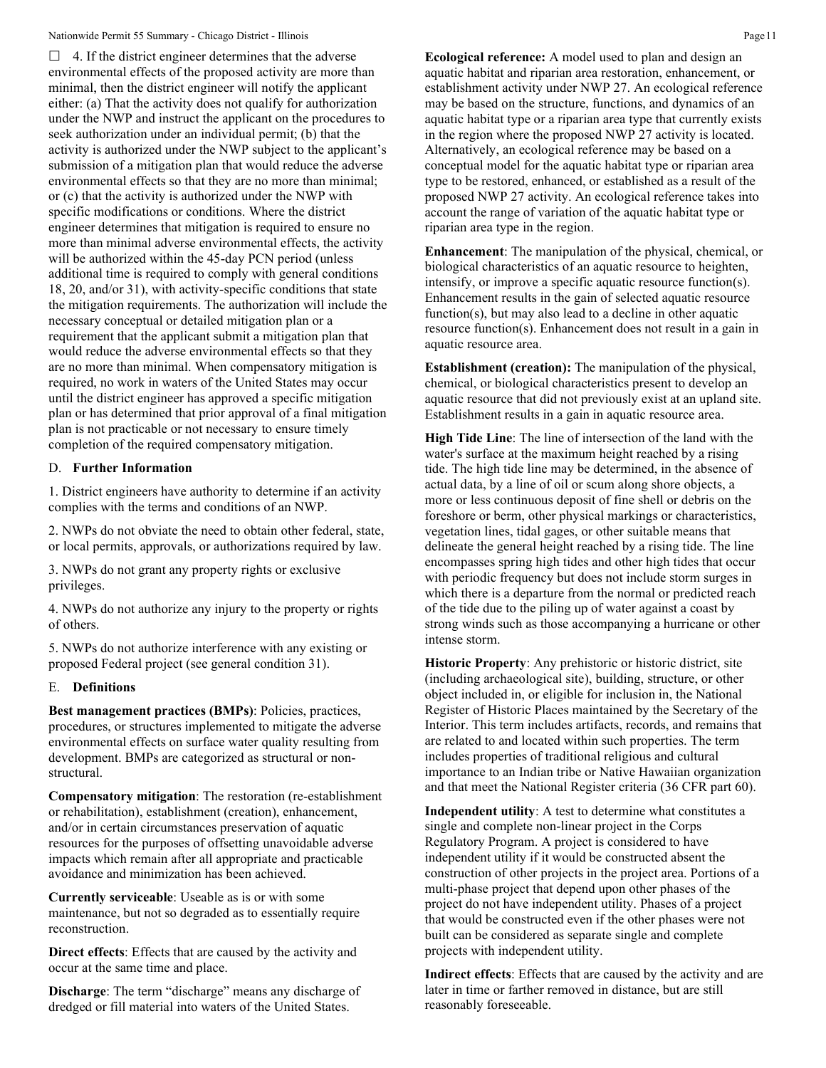☐ 4. If the district engineer determines that the adverse environmental effects of the proposed activity are more than minimal, then the district engineer will notify the applicant either: (a) That the activity does not qualify for authorization under the NWP and instruct the applicant on the procedures to seek authorization under an individual permit; (b) that the activity is authorized under the NWP subject to the applicant's submission of a mitigation plan that would reduce the adverse environmental effects so that they are no more than minimal; or (c) that the activity is authorized under the NWP with specific modifications or conditions. Where the district engineer determines that mitigation is required to ensure no more than minimal adverse environmental effects, the activity will be authorized within the 45-day PCN period (unless additional time is required to comply with general conditions 18, 20, and/or 31), with activity-specific conditions that state the mitigation requirements. The authorization will include the necessary conceptual or detailed mitigation plan or a requirement that the applicant submit a mitigation plan that would reduce the adverse environmental effects so that they are no more than minimal. When compensatory mitigation is required, no work in waters of the United States may occur until the district engineer has approved a specific mitigation plan or has determined that prior approval of a final mitigation plan is not practicable or not necessary to ensure timely completion of the required compensatory mitigation.

## D. Further Information

1. District engineers have authority to determine if an activity complies with the terms and conditions of an NWP.

2. NWPs do not obviate the need to obtain other federal, state, or local permits, approvals, or authorizations required by law.

3. NWPs do not grant any property rights or exclusive privileges.

4. NWPs do not authorize any injury to the property or rights of others.

5. NWPs do not authorize interference with any existing or proposed Federal project (see general condition 31).

## E. Definitions

**Best management practices (BMPs)**: Policies, practices, procedures, or structures implemented to mitigate the adverse environmental effects on surface water quality resulting from development. BMPs are categorized as structural or non-structural.

**Compensatory mitigation**: The restoration (re-establishment or rehabilitation), establishment (creation), enhancement, and/or in certain circumstances preservation of aquatic resources for the purposes of offsetting unavoidable adverse impacts which remain after all appropriate and practicable avoidance and minimization has been achieved.

**Currently serviceable**: Useable as is or with some maintenance, but not so degraded as to essentially require reconstruction.

**Direct effects**: Effects that are caused by the activity and occur at the same time and place.

**Discharge**: The term "discharge" means any discharge of dredged or fill material into waters of the United States.

**Ecological reference:** A model used to plan and design an aquatic habitat and riparian area restoration, enhancement, or establishment activity under NWP 27. An ecological reference may be based on the structure, functions, and dynamics of an aquatic habitat type or a riparian area type that currently exists in the region where the proposed NWP 27 activity is located. Alternatively, an ecological reference may be based on a conceptual model for the aquatic habitat type or riparian area type to be restored, enhanced, or established as a result of the proposed NWP 27 activity. An ecological reference takes into account the range of variation of the aquatic habitat type or riparian area type in the region.

**Enhancement**: The manipulation of the physical, chemical, or biological characteristics of an aquatic resource to heighten, intensify, or improve a specific aquatic resource function(s). Enhancement results in the gain of selected aquatic resource function(s), but may also lead to a decline in other aquatic resource function(s). Enhancement does not result in a gain in aquatic resource area.

**Establishment (creation):** The manipulation of the physical, chemical, or biological characteristics present to develop an aquatic resource that did not previously exist at an upland site. Establishment results in a gain in aquatic resource area.

**High Tide Line**: The line of intersection of the land with the water's surface at the maximum height reached by a rising tide. The high tide line may be determined, in the absence of actual data, by a line of oil or scum along shore objects, a more or less continuous deposit of fine shell or debris on the foreshore or berm, other physical markings or characteristics, vegetation lines, tidal gages, or other suitable means that delineate the general height reached by a rising tide. The line encompasses spring high tides and other high tides that occur with periodic frequency but does not include storm surges in which there is a departure from the normal or predicted reach of the tide due to the piling up of water against a coast by strong winds such as those accompanying a hurricane or other intense storm.

**Historic Property**: Any prehistoric or historic district, site (including archaeological site), building, structure, or other object included in, or eligible for inclusion in, the National Register of Historic Places maintained by the Secretary of the Interior. This term includes artifacts, records, and remains that are related to and located within such properties. The term includes properties of traditional religious and cultural importance to an Indian tribe or Native Hawaiian organization and that meet the National Register criteria (36 CFR part 60).

**Independent utility**: A test to determine what constitutes a single and complete non-linear project in the Corps Regulatory Program. A project is considered to have independent utility if it would be constructed absent the construction of other projects in the project area. Portions of a multi-phase project that depend upon other phases of the project do not have independent utility. Phases of a project that would be constructed even if the other phases were not built can be considered as separate single and complete projects with independent utility.

**Indirect effects**: Effects that are caused by the activity and are later in time or farther removed in distance, but are still reasonably foreseeable.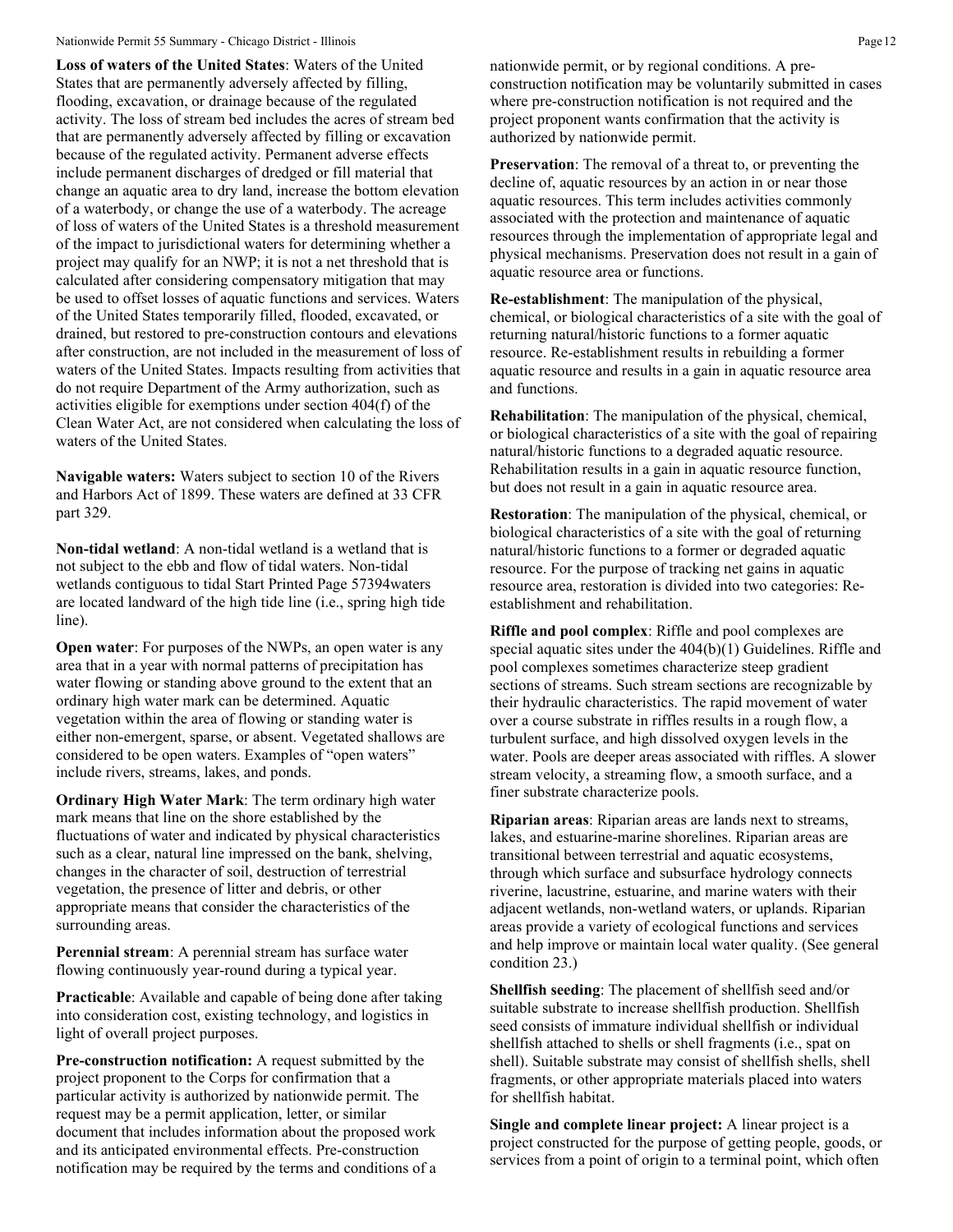**Loss of waters of the United States**: Waters of the United States that are permanently adversely affected by filling, flooding, excavation, or drainage because of the regulated activity. The loss of stream bed includes the acres of stream bed that are permanently adversely affected by filling or excavation because of the regulated activity. Permanent adverse effects include permanent discharges of dredged or fill material that change an aquatic area to dry land, increase the bottom elevation of a waterbody, or change the use of a waterbody. The acreage of loss of waters of the United States is a threshold measurement of the impact to jurisdictional waters for determining whether a project may qualify for an NWP; it is not a net threshold that is calculated after considering compensatory mitigation that may be used to offset losses of aquatic functions and services. Waters of the United States temporarily filled, flooded, excavated, or drained, but restored to pre-construction contours and elevations after construction, are not included in the measurement of loss of waters of the United States. Impacts resulting from activities that do not require Department of the Army authorization, such as activities eligible for exemptions under section 404(f) of the Clean Water Act, are not considered when calculating the loss of waters of the United States.

**Navigable waters:** Waters subject to section 10 of the Rivers and Harbors Act of 1899. These waters are defined at 33 CFR part 329.

**Non-tidal wetland**: A non-tidal wetland is a wetland that is not subject to the ebb and flow of tidal waters. Non-tidal wetlands contiguous to tidal Start Printed Page 57394waters are located landward of the high tide line (i.e., spring high tide line).

**Open water**: For purposes of the NWPs, an open water is any area that in a year with normal patterns of precipitation has water flowing or standing above ground to the extent that an ordinary high water mark can be determined. Aquatic vegetation within the area of flowing or standing water is either non-emergent, sparse, or absent. Vegetated shallows are considered to be open waters. Examples of "open waters" include rivers, streams, lakes, and ponds.

**Ordinary High Water Mark**: The term ordinary high water mark means that line on the shore established by the fluctuations of water and indicated by physical characteristics such as a clear, natural line impressed on the bank, shelving, changes in the character of soil, destruction of terrestrial vegetation, the presence of litter and debris, or other appropriate means that consider the characteristics of the surrounding areas.

**Perennial stream**: A perennial stream has surface water flowing continuously year-round during a typical year.

**Practicable**: Available and capable of being done after taking into consideration cost, existing technology, and logistics in light of overall project purposes.

**Pre-construction notification:** A request submitted by the project proponent to the Corps for confirmation that a particular activity is authorized by nationwide permit. The request may be a permit application, letter, or similar document that includes information about the proposed work and its anticipated environmental effects. Pre-construction notification may be required by the terms and conditions of a nationwide permit, or by regional conditions. A pre-construction notification may be voluntarily submitted in cases where pre-construction notification is not required and the project proponent wants confirmation that the activity is authorized by nationwide permit.

**Preservation**: The removal of a threat to, or preventing the decline of, aquatic resources by an action in or near those aquatic resources. This term includes activities commonly associated with the protection and maintenance of aquatic resources through the implementation of appropriate legal and physical mechanisms. Preservation does not result in a gain of aquatic resource area or functions.

**Re-establishment**: The manipulation of the physical, chemical, or biological characteristics of a site with the goal of returning natural/historic functions to a former aquatic resource. Re-establishment results in rebuilding a former aquatic resource and results in a gain in aquatic resource area and functions.

**Rehabilitation**: The manipulation of the physical, chemical, or biological characteristics of a site with the goal of repairing natural/historic functions to a degraded aquatic resource. Rehabilitation results in a gain in aquatic resource function, but does not result in a gain in aquatic resource area.

**Restoration**: The manipulation of the physical, chemical, or biological characteristics of a site with the goal of returning natural/historic functions to a former or degraded aquatic resource. For the purpose of tracking net gains in aquatic resource area, restoration is divided into two categories: Re-establishment and rehabilitation.

**Riffle and pool complex**: Riffle and pool complexes are special aquatic sites under the 404(b)(1) Guidelines. Riffle and pool complexes sometimes characterize steep gradient sections of streams. Such stream sections are recognizable by their hydraulic characteristics. The rapid movement of water over a course substrate in riffles results in a rough flow, a turbulent surface, and high dissolved oxygen levels in the water. Pools are deeper areas associated with riffles. A slower stream velocity, a streaming flow, a smooth surface, and a finer substrate characterize pools.

**Riparian areas**: Riparian areas are lands next to streams, lakes, and estuarine-marine shorelines. Riparian areas are transitional between terrestrial and aquatic ecosystems, through which surface and subsurface hydrology connects riverine, lacustrine, estuarine, and marine waters with their adjacent wetlands, non-wetland waters, or uplands. Riparian areas provide a variety of ecological functions and services and help improve or maintain local water quality. (See general condition 23.)

**Shellfish seeding**: The placement of shellfish seed and/or suitable substrate to increase shellfish production. Shellfish seed consists of immature individual shellfish or individual shellfish attached to shells or shell fragments (i.e., spat on shell). Suitable substrate may consist of shellfish shells, shell fragments, or other appropriate materials placed into waters for shellfish habitat.

**Single and complete linear project:** A linear project is a project constructed for the purpose of getting people, goods, or services from a point of origin to a terminal point, which often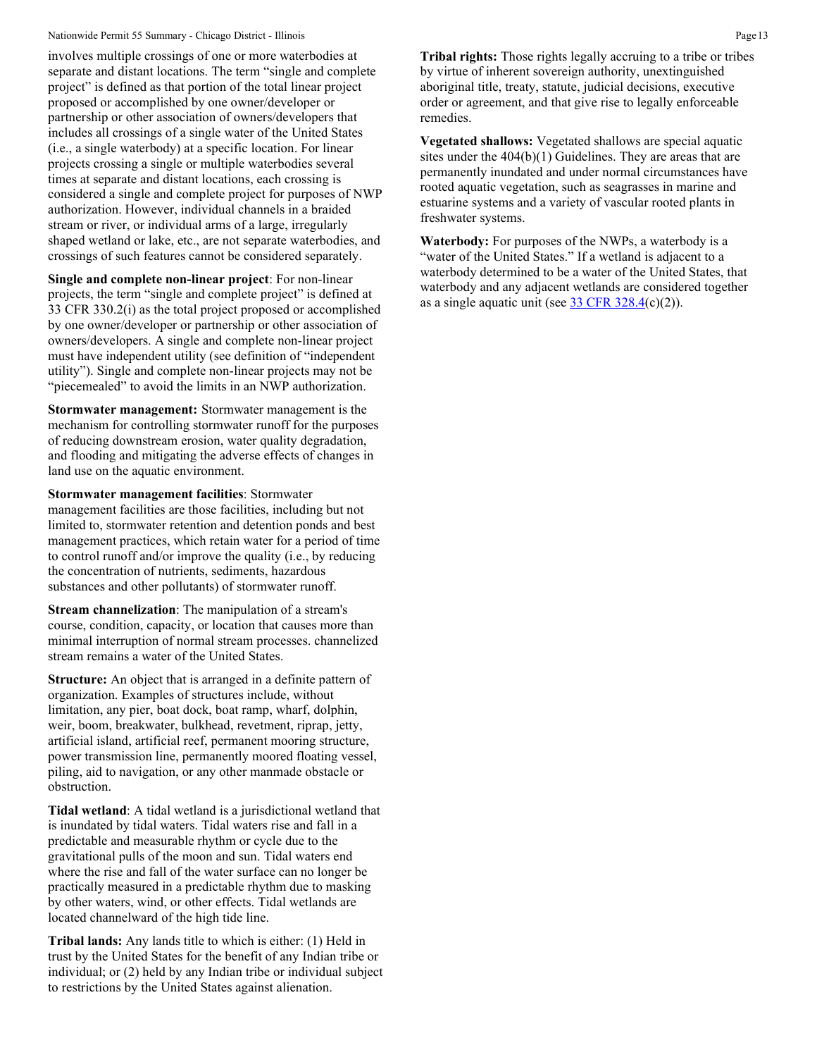involves multiple crossings of one or more waterbodies at separate and distant locations. The term "single and complete project" is defined as that portion of the total linear project proposed or accomplished by one owner/developer or partnership or other association of owners/developers that includes all crossings of a single water of the United States (i.e., a single waterbody) at a specific location. For linear projects crossing a single or multiple waterbodies several times at separate and distant locations, each crossing is considered a single and complete project for purposes of NWP authorization. However, individual channels in a braided stream or river, or individual arms of a large, irregularly shaped wetland or lake, etc., are not separate waterbodies, and crossings of such features cannot be considered separately.

**Single and complete non-linear project**: For non-linear projects, the term "single and complete project" is defined at 33 CFR 330.2(i) as the total project proposed or accomplished by one owner/developer or partnership or other association of owners/developers. A single and complete non-linear project must have independent utility (see definition of "independent utility"). Single and complete non-linear projects may not be "piecemealed" to avoid the limits in an NWP authorization.

**Stormwater management:** Stormwater management is the mechanism for controlling stormwater runoff for the purposes of reducing downstream erosion, water quality degradation, and flooding and mitigating the adverse effects of changes in land use on the aquatic environment.

**Stormwater management facilities**: Stormwater management facilities are those facilities, including but not limited to, stormwater retention and detention ponds and best management practices, which retain water for a period of time to control runoff and/or improve the quality (i.e., by reducing the concentration of nutrients, sediments, hazardous substances and other pollutants) of stormwater runoff.

**Stream channelization**: The manipulation of a stream's course, condition, capacity, or location that causes more than minimal interruption of normal stream processes. channelized stream remains a water of the United States.

**Structure:** An object that is arranged in a definite pattern of organization. Examples of structures include, without limitation, any pier, boat dock, boat ramp, wharf, dolphin, weir, boom, breakwater, bulkhead, revetment, riprap, jetty, artificial island, artificial reef, permanent mooring structure, power transmission line, permanently moored floating vessel, piling, aid to navigation, or any other manmade obstacle or obstruction.

**Tidal wetland**: A tidal wetland is a jurisdictional wetland that is inundated by tidal waters. Tidal waters rise and fall in a predictable and measurable rhythm or cycle due to the gravitational pulls of the moon and sun. Tidal waters end where the rise and fall of the water surface can no longer be practically measured in a predictable rhythm due to masking by other waters, wind, or other effects. Tidal wetlands are located channelward of the high tide line.

**Tribal lands:** Any lands title to which is either: (1) Held in trust by the United States for the benefit of any Indian tribe or individual; or (2) held by any Indian tribe or individual subject to restrictions by the United States against alienation.

**Tribal rights:** Those rights legally accruing to a tribe or tribes by virtue of inherent sovereign authority, unextinguished aboriginal title, treaty, statute, judicial decisions, executive order or agreement, and that give rise to legally enforceable remedies.

**Vegetated shallows:** Vegetated shallows are special aquatic sites under the 404(b)(1) Guidelines. They are areas that are permanently inundated and under normal circumstances have rooted aquatic vegetation, such as seagrasses in marine and estuarine systems and a variety of vascular rooted plants in freshwater systems.

**Waterbody:** For purposes of the NWPs, a waterbody is a "water of the United States." If a wetland is adjacent to a waterbody determined to be a water of the United States, that waterbody and any adjacent wetlands are considered together as a single aquatic unit (see 33 CFR 328.4(c)(2)).